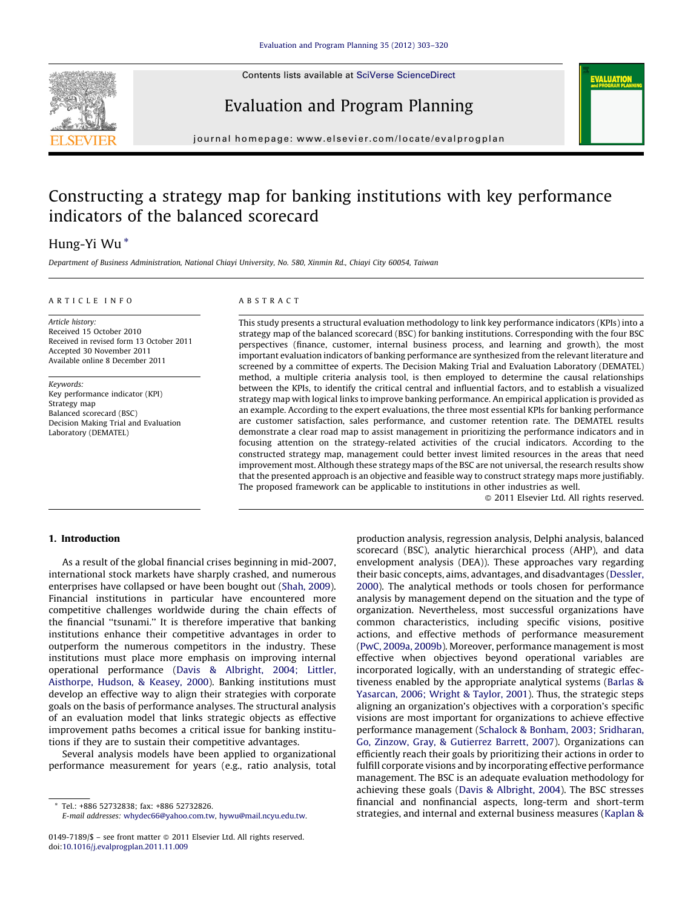# Constructing a strategy map for banking institutions with key performance indicators of the balanced scorecard

Hung-Yi Wu *

Department of Business Administration, National Chiayi University, No. 580, Xinmin Rd., Chiayi City 60054, Taiwan

## ARTICLE INFO

*Article history:*
Received 15 October 2010
Received in revised form 13 October 2011
Accepted 30 November 2011
Available online 8 December 2011

*Keywords:*
Key performance indicator (KPI)
Strategy map
Balanced scorecard (BSC)
Decision Making Trial and Evaluation Laboratory (DEMATEL)

## ABSTRACT

This study presents a structural evaluation methodology to link key performance indicators (KPIs) into a strategy map of the balanced scorecard (BSC) for banking institutions. Corresponding with the four BSC perspectives (finance, customer, internal business process, and learning and growth), the most important evaluation indicators of banking performance are synthesized from the relevant literature and screened by a committee of experts. The Decision Making Trial and Evaluation Laboratory (DEMATEL) method, a multiple criteria analysis tool, is then employed to determine the causal relationships between the KPIs, to identify the critical central and influential factors, and to establish a visualized strategy map with logical links to improve banking performance. An empirical application is provided as an example. According to the expert evaluations, the three most essential KPIs for banking performance are customer satisfaction, sales performance, and customer retention rate. The DEMATEL results demonstrate a clear road map to assist management in prioritizing the performance indicators and in focusing attention on the strategy-related activities of the crucial indicators. According to the constructed strategy map, management could better invest limited resources in the areas that need improvement most. Although these strategy maps of the BSC are not universal, the research results show that the presented approach is an objective and feasible way to construct strategy maps more justifiably. The proposed framework can be applicable to institutions in other industries as well.

© 2011 Elsevier Ltd. All rights reserved.

## 1. Introduction

As a result of the global financial crises beginning in mid-2007, international stock markets have sharply crashed, and numerous enterprises have collapsed or have been bought out (Shah, 2009). Financial institutions in particular have encountered more competitive challenges worldwide during the chain effects of the financial "tsunami." It is therefore imperative that banking institutions enhance their competitive advantages in order to outperform the numerous competitors in the industry. These institutions must place more emphasis on improving internal operational performance (Davis & Albright, 2004; Littler, Aisthorpe, Hudson, & Keasey, 2000). Banking institutions must develop an effective way to align their strategies with corporate goals on the basis of performance analyses. The structural analysis of an evaluation model that links strategic objects as effective improvement paths becomes a critical issue for banking institutions if they are to sustain their competitive advantages.

Several analysis models have been applied to organizational performance measurement for years (e.g., ratio analysis, total production analysis, regression analysis, Delphi analysis, balanced scorecard (BSC), analytic hierarchical process (AHP), and data envelopment analysis (DEA)). These approaches vary regarding their basic concepts, aims, advantages, and disadvantages (Dessler, 2000). The analytical methods or tools chosen for performance analysis by management depend on the situation and the type of organization. Nevertheless, most successful organizations have common characteristics, including specific visions, positive actions, and effective methods of performance measurement (PwC, 2009a, 2009b). Moreover, performance management is most effective when objectives beyond operational variables are incorporated logically, with an understanding of strategic effectiveness enabled by the appropriate analytical systems (Barlas & Yasarcan, 2006; Wright & Taylor, 2001). Thus, the strategic steps aligning an organization's objectives with a corporation's specific visions are most important for organizations to achieve effective performance management (Schalock & Bonham, 2003; Sridharan, Go, Zinzow, Gray, & Gutierrez Barrett, 2007). Organizations can efficiently reach their goals by prioritizing their actions in order to fulfill corporate visions and by incorporating effective performance management. The BSC is an adequate evaluation methodology for achieving these goals (Davis & Albright, 2004). The BSC stresses financial and nonfinancial aspects, long-term and short-term strategies, and internal and external business measures (Kaplan &

---

* Tel.: +886 52732838; fax: +886 52732826.
E-mail addresses: whydec66@yahoo.com.tw, hywu@mail.ncyu.edu.tw.

0149-7189/$ – see front matter © 2011 Elsevier Ltd. All rights reserved.
doi:10.1016/j.evalprogplan.2011.11.009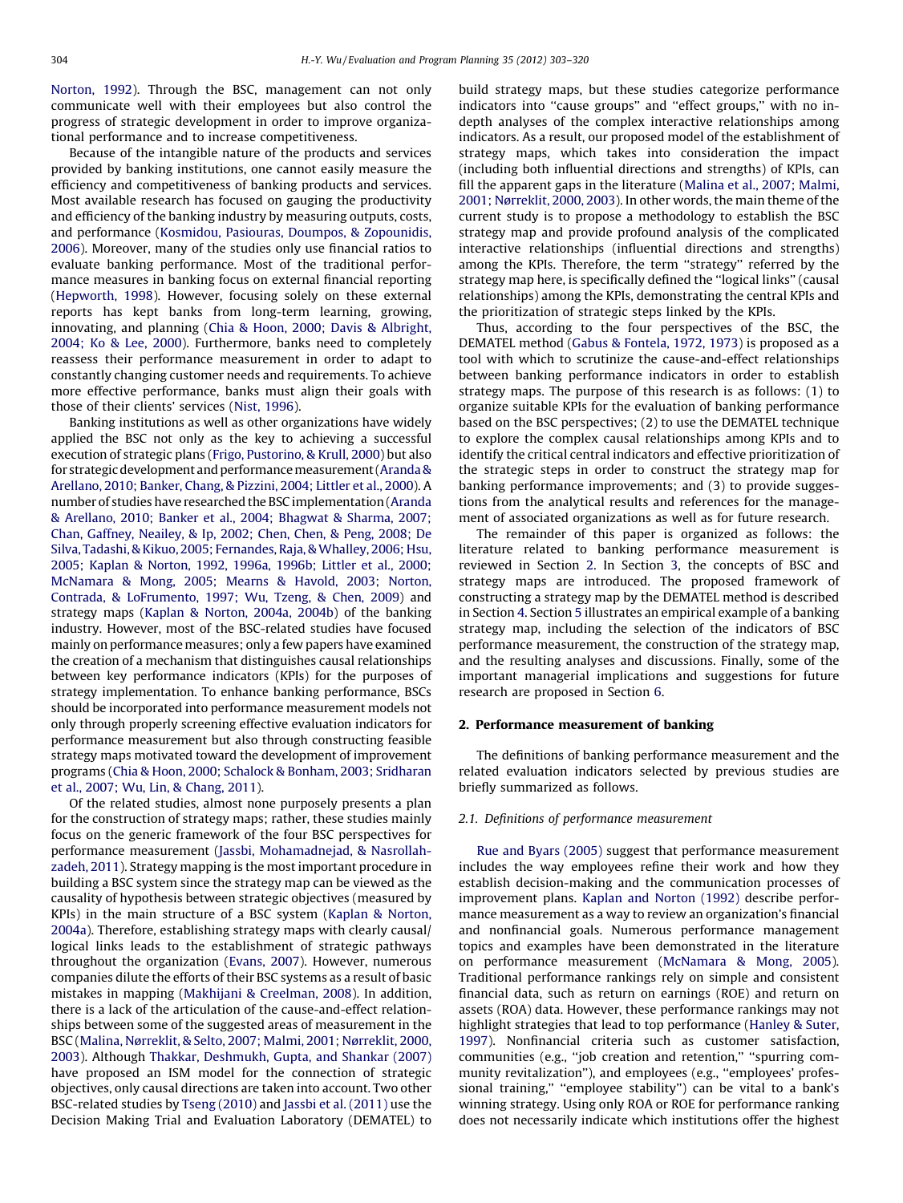Norton, 1992). Through the BSC, management can not only communicate well with their employees but also control the progress of strategic development in order to improve organizational performance and to increase competitiveness.

Because of the intangible nature of the products and services provided by banking institutions, one cannot easily measure the efficiency and competitiveness of banking products and services. Most available research has focused on gauging the productivity and efficiency of the banking industry by measuring outputs, costs, and performance (Kosmidou, Pasiouras, Doumpos, & Zopounidis, 2006). Moreover, many of the studies only use financial ratios to evaluate banking performance. Most of the traditional performance measures in banking focus on external financial reporting (Hepworth, 1998). However, focusing solely on these external reports has kept banks from long-term learning, growing, innovating, and planning (Chia & Hoon, 2000; Davis & Albright, 2004; Ko & Lee, 2000). Furthermore, banks need to completely reassess their performance measurement in order to adapt to constantly changing customer needs and requirements. To achieve more effective performance, banks must align their goals with those of their clients' services (Nist, 1996).

Banking institutions as well as other organizations have widely applied the BSC not only as the key to achieving a successful execution of strategic plans (Frigo, Pustorino, & Krull, 2000) but also for strategic development and performance measurement (Aranda & Arellano, 2010; Banker, Chang, & Pizzini, 2004; Littler et al., 2000). A number of studies have researched the BSC implementation (Aranda & Arellano, 2010; Banker et al., 2004; Bhagwat & Sharma, 2007; Chan, Gaffney, Neailey, & Ip, 2002; Chen, Chen, & Peng, 2008; De Silva, Tadashi, & Kikuo, 2005; Fernandes, Raja, & Whalley, 2006; Hsu, 2005; Kaplan & Norton, 1992, 1996a, 1996b; Littler et al., 2000; McNamara & Mong, 2005; Mearns & Havold, 2003; Norton, Contrada, & LoFrumento, 1997; Wu, Tzeng, & Chen, 2009) and strategy maps (Kaplan & Norton, 2004a, 2004b) of the banking industry. However, most of the BSC-related studies have focused mainly on performance measures; only a few papers have examined the creation of a mechanism that distinguishes causal relationships between key performance indicators (KPIs) for the purposes of strategy implementation. To enhance banking performance, BSCs should be incorporated into performance measurement models not only through properly screening effective evaluation indicators for performance measurement but also through constructing feasible strategy maps motivated toward the development of improvement programs (Chia & Hoon, 2000; Schalock & Bonham, 2003; Sridharan et al., 2007; Wu, Lin, & Chang, 2011).

Of the related studies, almost none purposely presents a plan for the construction of strategy maps; rather, these studies mainly focus on the generic framework of the four BSC perspectives for performance measurement (Jassbi, Mohamadnejad, & Nasrollahzadeh, 2011). Strategy mapping is the most important procedure in building a BSC system since the strategy map can be viewed as the causality of hypothesis between strategic objectives (measured by KPIs) in the main structure of a BSC system (Kaplan & Norton, 2004a). Therefore, establishing strategy maps with clearly causal/logical links leads to the establishment of strategic pathways throughout the organization (Evans, 2007). However, numerous companies dilute the efforts of their BSC systems as a result of basic mistakes in mapping (Makhijani & Creelman, 2008). In addition, there is a lack of the articulation of the cause-and-effect relationships between some of the suggested areas of measurement in the BSC (Malina, Nørreklit, & Selto, 2007; Malmi, 2001; Nørreklit, 2000, 2003). Although Thakkar, Deshmukh, Gupta, and Shankar (2007) have proposed an ISM model for the connection of strategic objectives, only causal directions are taken into account. Two other BSC-related studies by Tseng (2010) and Jassbi et al. (2011) use the Decision Making Trial and Evaluation Laboratory (DEMATEL) to build strategy maps, but these studies categorize performance indicators into "cause groups" and "effect groups," with no in-depth analyses of the complex interactive relationships among indicators. As a result, our proposed model of the establishment of strategy maps, which takes into consideration the impact (including both influential directions and strengths) of KPIs, can fill the apparent gaps in the literature (Malina et al., 2007; Malmi, 2001; Nørreklit, 2000, 2003). In other words, the main theme of the current study is to propose a methodology to establish the BSC strategy map and provide profound analysis of the complicated interactive relationships (influential directions and strengths) among the KPIs. Therefore, the term "strategy" referred by the strategy map here, is specifically defined the "logical links" (causal relationships) among the KPIs, demonstrating the central KPIs and the prioritization of strategic steps linked by the KPIs.

Thus, according to the four perspectives of the BSC, the DEMATEL method (Gabus & Fontela, 1972, 1973) is proposed as a tool with which to scrutinize the cause-and-effect relationships between banking performance indicators in order to establish strategy maps. The purpose of this research is as follows: (1) to organize suitable KPIs for the evaluation of banking performance based on the BSC perspectives; (2) to use the DEMATEL technique to explore the complex causal relationships among KPIs and to identify the critical central indicators and effective prioritization of the strategic steps in order to construct the strategy map for banking performance improvements; and (3) to provide suggestions from the analytical results and references for the management of associated organizations as well as for future research.

The remainder of this paper is organized as follows: the literature related to banking performance measurement is reviewed in Section 2. In Section 3, the concepts of BSC and strategy maps are introduced. The proposed framework of constructing a strategy map by the DEMATEL method is described in Section 4. Section 5 illustrates an empirical example of a banking strategy map, including the selection of the indicators of BSC performance measurement, the construction of the strategy map, and the resulting analyses and discussions. Finally, some of the important managerial implications and suggestions for future research are proposed in Section 6.

## 2. Performance measurement of banking

The definitions of banking performance measurement and the related evaluation indicators selected by previous studies are briefly summarized as follows.

### 2.1. Definitions of performance measurement

Rue and Byars (2005) suggest that performance measurement includes the way employees refine their work and how they establish decision-making and the communication processes of improvement plans. Kaplan and Norton (1992) describe performance measurement as a way to review an organization's financial and nonfinancial goals. Numerous performance management topics and examples have been demonstrated in the literature on performance measurement (McNamara & Mong, 2005). Traditional performance rankings rely on simple and consistent financial data, such as return on earnings (ROE) and return on assets (ROA) data. However, these performance rankings may not highlight strategies that lead to top performance (Hanley & Suter, 1997). Nonfinancial criteria such as customer satisfaction, communities (e.g., "job creation and retention," "spurring community revitalization"), and employees (e.g., "employees' professional training," "employee stability") can be vital to a bank's winning strategy. Using only ROA or ROE for performance ranking does not necessarily indicate which institutions offer the highest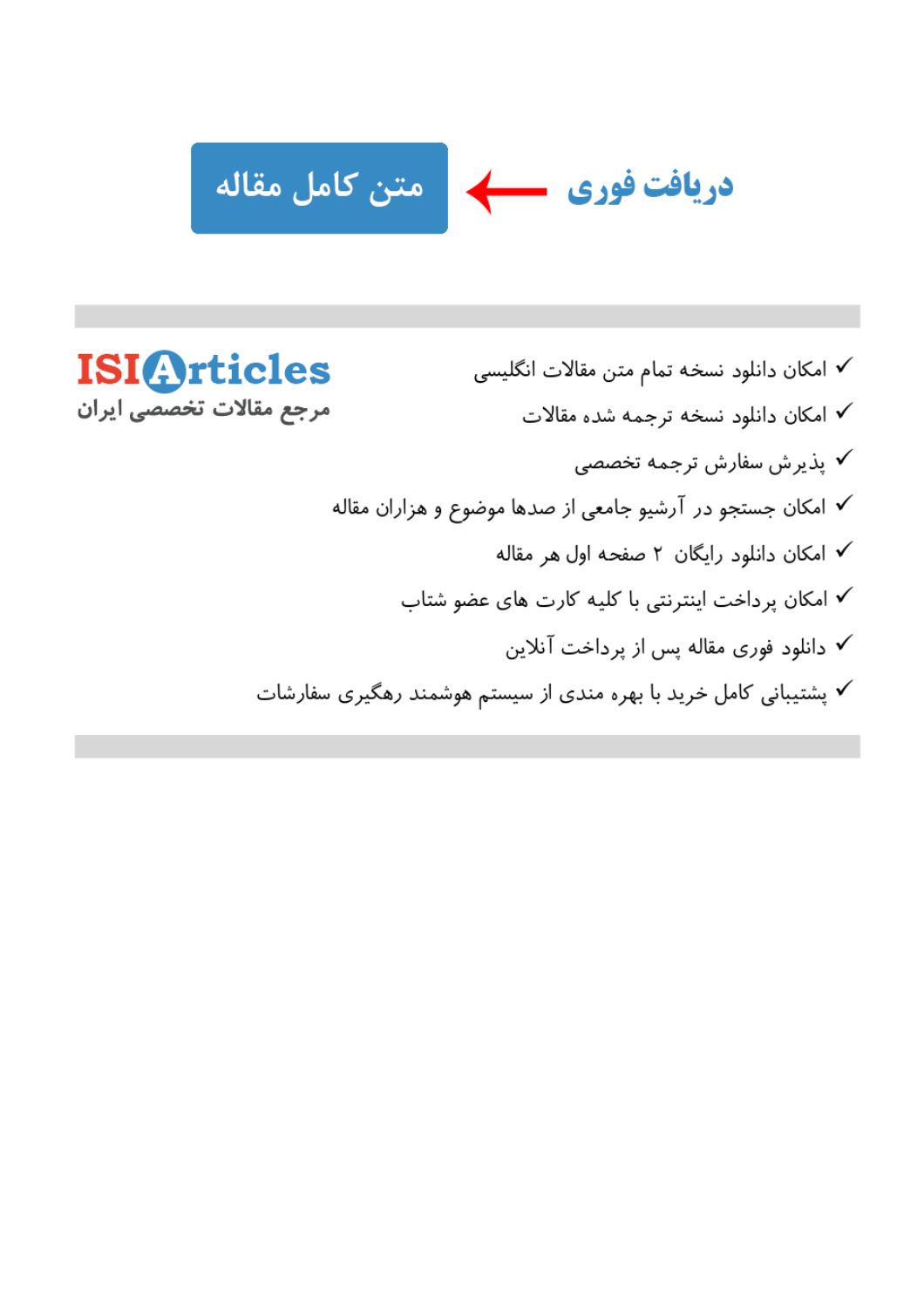دریافت فوری ← متن کامل مقاله

**ISIArticles**
مرجع مقالات تخصصی ایران

- ✓ امکان دانلود نسخه تمام متن مقالات انگلیسی
- ✓ امکان دانلود نسخه ترجمه شده مقالات
- ✓ پذیرش سفارش ترجمه تخصصی
- ✓ امکان جستجو در آرشیو جامعی از صدها موضوع و هزاران مقاله
- ✓ امکان دانلود رایگان ۲ صفحه اول هر مقاله
- ✓ امکان پرداخت اینترنتی با کلیه کارت های عضو شتاب
- ✓ دانلود فوری مقاله پس از پرداخت آنلاین
- ✓ پشتیبانی کامل خرید با بهره مندی از سیستم هوشمند رهگیری سفارشات